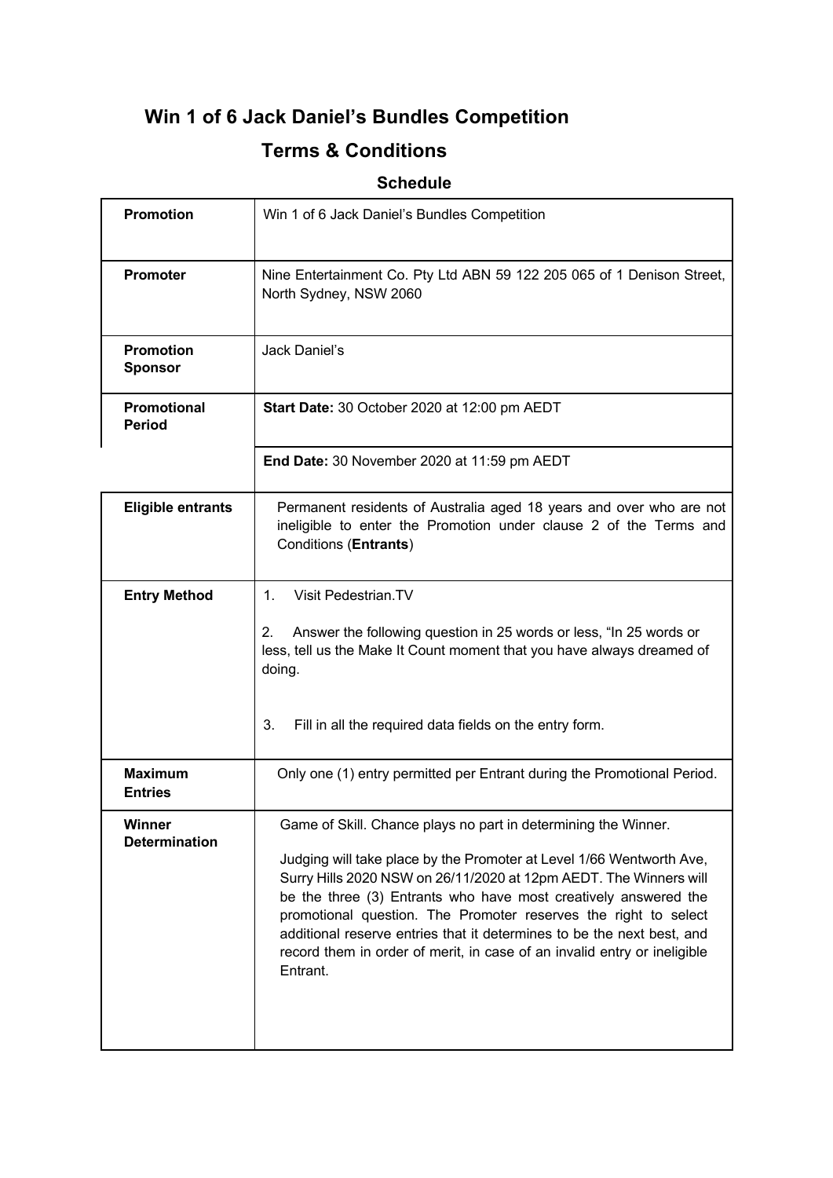# Win 1 of 6 Jack Daniel's Bundles Competition

## Terms & Conditions

### Schedule

| | |
|---|---|
| **Promotion** | Win 1 of 6 Jack Daniel's Bundles Competition |
| **Promoter** | Nine Entertainment Co. Pty Ltd ABN 59 122 205 065 of 1 Denison Street, North Sydney, NSW 2060 |
| **Promotion Sponsor** | Jack Daniel's |
| **Promotional Period** | **Start Date:** 30 October 2020 at 12:00 pm AEDT |
| | **End Date:** 30 November 2020 at 11:59 pm AEDT |
| **Eligible entrants** | Permanent residents of Australia aged 18 years and over who are not ineligible to enter the Promotion under clause 2 of the Terms and Conditions (**Entrants**) |
| **Entry Method** | 1. Visit Pedestrian.TV<br><br>2. Answer the following question in 25 words or less, "In 25 words or less, tell us the Make It Count moment that you have always dreamed of doing.<br><br>3. Fill in all the required data fields on the entry form. |
| **Maximum Entries** | Only one (1) entry permitted per Entrant during the Promotional Period. |
| **Winner Determination** | Game of Skill. Chance plays no part in determining the Winner.<br><br>Judging will take place by the Promoter at Level 1/66 Wentworth Ave, Surry Hills 2020 NSW on 26/11/2020 at 12pm AEDT. The Winners will be the three (3) Entrants who have most creatively answered the promotional question. The Promoter reserves the right to select additional reserve entries that it determines to be the next best, and record them in order of merit, in case of an invalid entry or ineligible Entrant. |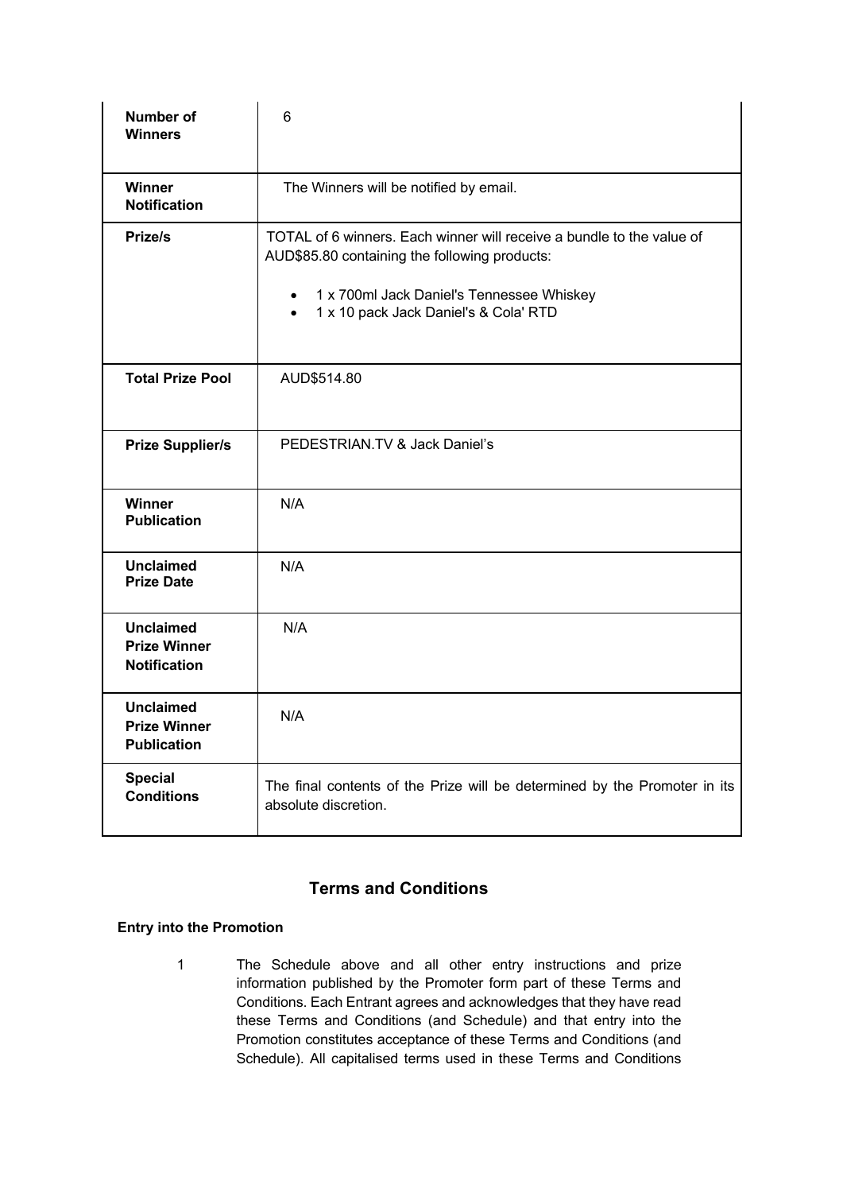| Number of Winners | 6 |
|---|---|
| Winner Notification | The Winners will be notified by email. |
| Prize/s | TOTAL of 6 winners. Each winner will receive a bundle to the value of AUD$85.80 containing the following products:<br>• 1 x 700ml Jack Daniel's Tennessee Whiskey<br>• 1 x 10 pack Jack Daniel's & Cola' RTD |
| Total Prize Pool | AUD$514.80 |
| Prize Supplier/s | PEDESTRIAN.TV & Jack Daniel's |
| Winner Publication | N/A |
| Unclaimed Prize Date | N/A |
| Unclaimed Prize Winner Notification | N/A |
| Unclaimed Prize Winner Publication | N/A |
| Special Conditions | The final contents of the Prize will be determined by the Promoter in its absolute discretion. |

## Terms and Conditions

### Entry into the Promotion

1. The Schedule above and all other entry instructions and prize information published by the Promoter form part of these Terms and Conditions. Each Entrant agrees and acknowledges that they have read these Terms and Conditions (and Schedule) and that entry into the Promotion constitutes acceptance of these Terms and Conditions (and Schedule). All capitalised terms used in these Terms and Conditions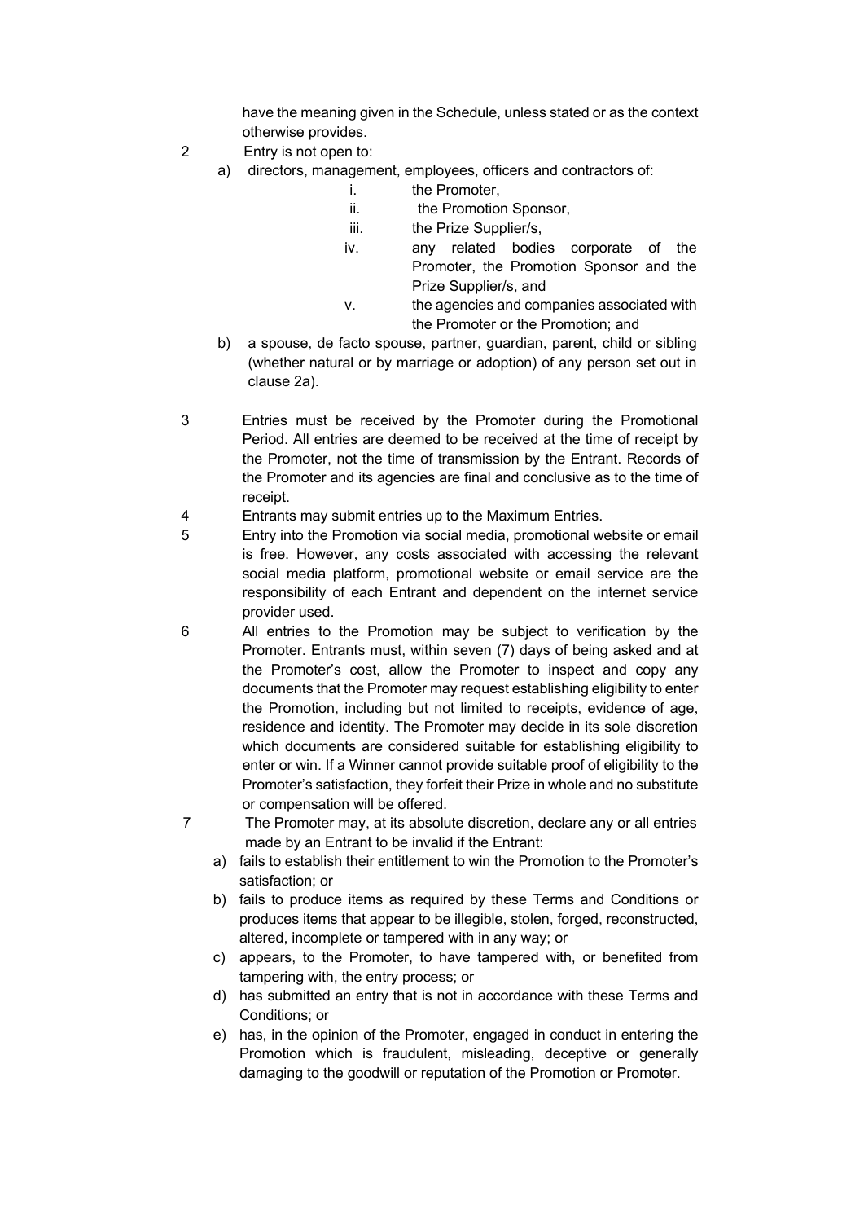have the meaning given in the Schedule, unless stated or as the context otherwise provides.

2. Entry is not open to:
   a) directors, management, employees, officers and contractors of:
      i. the Promoter,
      ii. the Promotion Sponsor,
      iii. the Prize Supplier/s,
      iv. any related bodies corporate of the Promoter, the Promotion Sponsor and the Prize Supplier/s, and
      v. the agencies and companies associated with the Promoter or the Promotion; and
   b) a spouse, de facto spouse, partner, guardian, parent, child or sibling (whether natural or by marriage or adoption) of any person set out in clause 2a).

3. Entries must be received by the Promoter during the Promotional Period. All entries are deemed to be received at the time of receipt by the Promoter, not the time of transmission by the Entrant. Records of the Promoter and its agencies are final and conclusive as to the time of receipt.

4. Entrants may submit entries up to the Maximum Entries.

5. Entry into the Promotion via social media, promotional website or email is free. However, any costs associated with accessing the relevant social media platform, promotional website or email service are the responsibility of each Entrant and dependent on the internet service provider used.

6. All entries to the Promotion may be subject to verification by the Promoter. Entrants must, within seven (7) days of being asked and at the Promoter's cost, allow the Promoter to inspect and copy any documents that the Promoter may request establishing eligibility to enter the Promotion, including but not limited to receipts, evidence of age, residence and identity. The Promoter may decide in its sole discretion which documents are considered suitable for establishing eligibility to enter or win. If a Winner cannot provide suitable proof of eligibility to the Promoter's satisfaction, they forfeit their Prize in whole and no substitute or compensation will be offered.

7. The Promoter may, at its absolute discretion, declare any or all entries made by an Entrant to be invalid if the Entrant:
   a) fails to establish their entitlement to win the Promotion to the Promoter's satisfaction; or
   b) fails to produce items as required by these Terms and Conditions or produces items that appear to be illegible, stolen, forged, reconstructed, altered, incomplete or tampered with in any way; or
   c) appears, to the Promoter, to have tampered with, or benefited from tampering with, the entry process; or
   d) has submitted an entry that is not in accordance with these Terms and Conditions; or
   e) has, in the opinion of the Promoter, engaged in conduct in entering the Promotion which is fraudulent, misleading, deceptive or generally damaging to the goodwill or reputation of the Promotion or Promoter.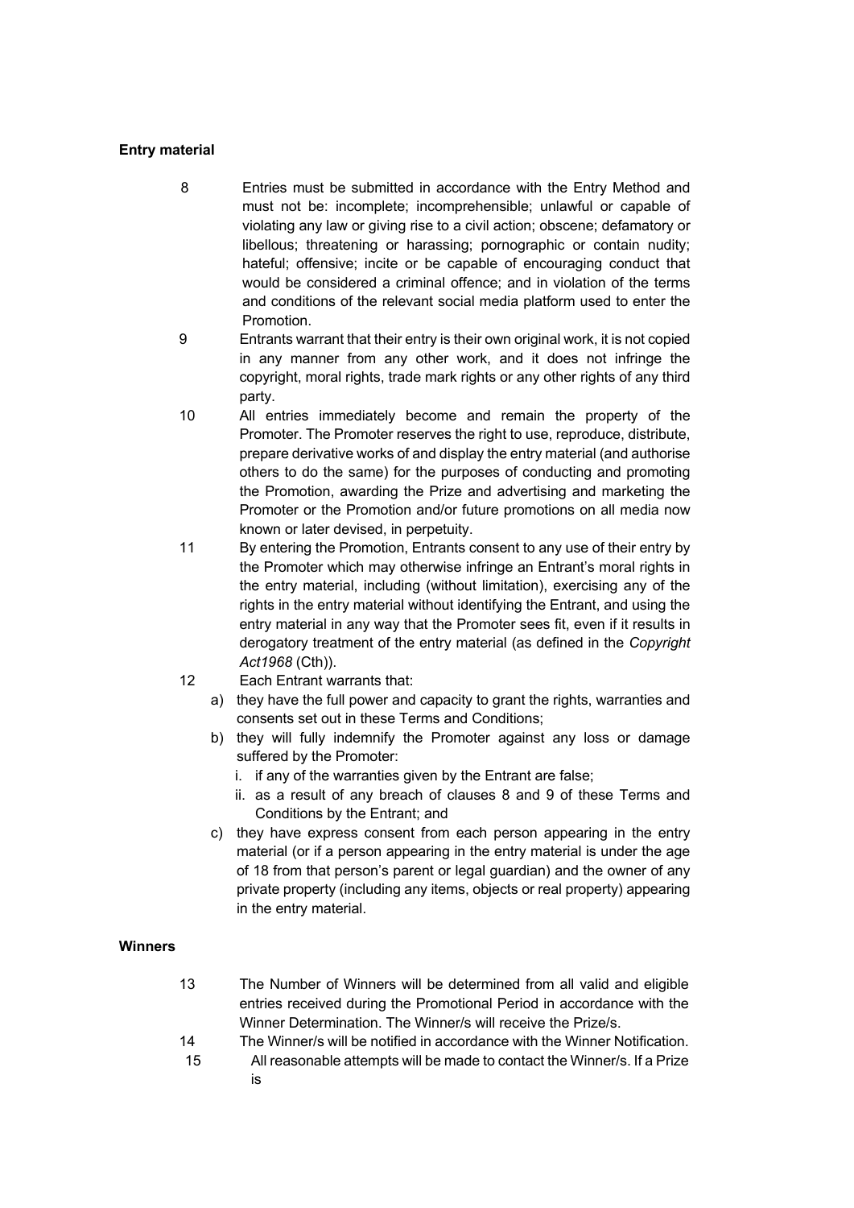**Entry material**

8 Entries must be submitted in accordance with the Entry Method and must not be: incomplete; incomprehensible; unlawful or capable of violating any law or giving rise to a civil action; obscene; defamatory or libellous; threatening or harassing; pornographic or contain nudity; hateful; offensive; incite or be capable of encouraging conduct that would be considered a criminal offence; and in violation of the terms and conditions of the relevant social media platform used to enter the Promotion.

9 Entrants warrant that their entry is their own original work, it is not copied in any manner from any other work, and it does not infringe the copyright, moral rights, trade mark rights or any other rights of any third party.

10 All entries immediately become and remain the property of the Promoter. The Promoter reserves the right to use, reproduce, distribute, prepare derivative works of and display the entry material (and authorise others to do the same) for the purposes of conducting and promoting the Promotion, awarding the Prize and advertising and marketing the Promoter or the Promotion and/or future promotions on all media now known or later devised, in perpetuity.

11 By entering the Promotion, Entrants consent to any use of their entry by the Promoter which may otherwise infringe an Entrant's moral rights in the entry material, including (without limitation), exercising any of the rights in the entry material without identifying the Entrant, and using the entry material in any way that the Promoter sees fit, even if it results in derogatory treatment of the entry material (as defined in the *Copyright Act1968* (Cth)).

12 Each Entrant warrants that:

a) they have the full power and capacity to grant the rights, warranties and consents set out in these Terms and Conditions;
b) they will fully indemnify the Promoter against any loss or damage suffered by the Promoter:
   i. if any of the warranties given by the Entrant are false;
   ii. as a result of any breach of clauses 8 and 9 of these Terms and Conditions by the Entrant; and
c) they have express consent from each person appearing in the entry material (or if a person appearing in the entry material is under the age of 18 from that person's parent or legal guardian) and the owner of any private property (including any items, objects or real property) appearing in the entry material.

**Winners**

13 The Number of Winners will be determined from all valid and eligible entries received during the Promotional Period in accordance with the Winner Determination. The Winner/s will receive the Prize/s.

14 The Winner/s will be notified in accordance with the Winner Notification.

15 All reasonable attempts will be made to contact the Winner/s. If a Prize is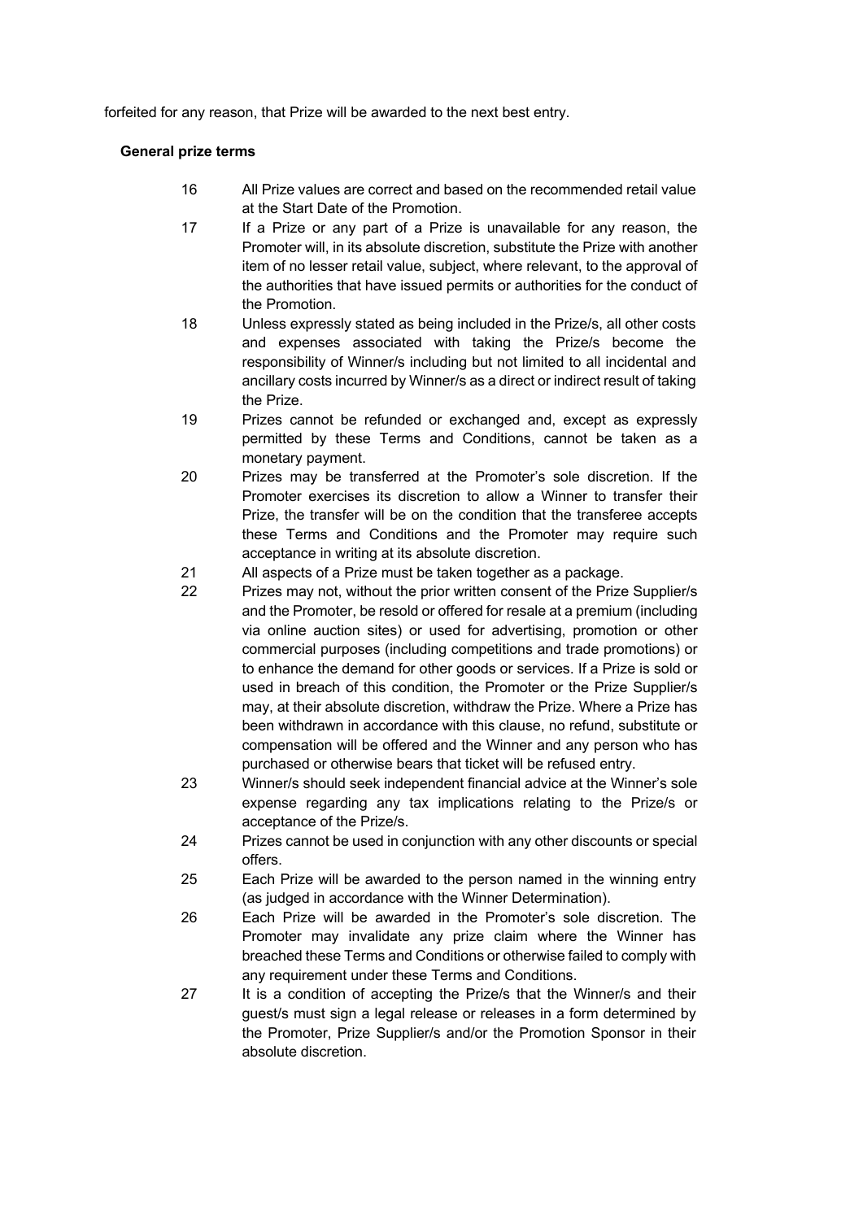forfeited for any reason, that Prize will be awarded to the next best entry.

**General prize terms**

16 All Prize values are correct and based on the recommended retail value at the Start Date of the Promotion.

17 If a Prize or any part of a Prize is unavailable for any reason, the Promoter will, in its absolute discretion, substitute the Prize with another item of no lesser retail value, subject, where relevant, to the approval of the authorities that have issued permits or authorities for the conduct of the Promotion.

18 Unless expressly stated as being included in the Prize/s, all other costs and expenses associated with taking the Prize/s become the responsibility of Winner/s including but not limited to all incidental and ancillary costs incurred by Winner/s as a direct or indirect result of taking the Prize.

19 Prizes cannot be refunded or exchanged and, except as expressly permitted by these Terms and Conditions, cannot be taken as a monetary payment.

20 Prizes may be transferred at the Promoter's sole discretion. If the Promoter exercises its discretion to allow a Winner to transfer their Prize, the transfer will be on the condition that the transferee accepts these Terms and Conditions and the Promoter may require such acceptance in writing at its absolute discretion.

21 All aspects of a Prize must be taken together as a package.

22 Prizes may not, without the prior written consent of the Prize Supplier/s and the Promoter, be resold or offered for resale at a premium (including via online auction sites) or used for advertising, promotion or other commercial purposes (including competitions and trade promotions) or to enhance the demand for other goods or services. If a Prize is sold or used in breach of this condition, the Promoter or the Prize Supplier/s may, at their absolute discretion, withdraw the Prize. Where a Prize has been withdrawn in accordance with this clause, no refund, substitute or compensation will be offered and the Winner and any person who has purchased or otherwise bears that ticket will be refused entry.

23 Winner/s should seek independent financial advice at the Winner's sole expense regarding any tax implications relating to the Prize/s or acceptance of the Prize/s.

24 Prizes cannot be used in conjunction with any other discounts or special offers.

25 Each Prize will be awarded to the person named in the winning entry (as judged in accordance with the Winner Determination).

26 Each Prize will be awarded in the Promoter's sole discretion. The Promoter may invalidate any prize claim where the Winner has breached these Terms and Conditions or otherwise failed to comply with any requirement under these Terms and Conditions.

27 It is a condition of accepting the Prize/s that the Winner/s and their guest/s must sign a legal release or releases in a form determined by the Promoter, Prize Supplier/s and/or the Promotion Sponsor in their absolute discretion.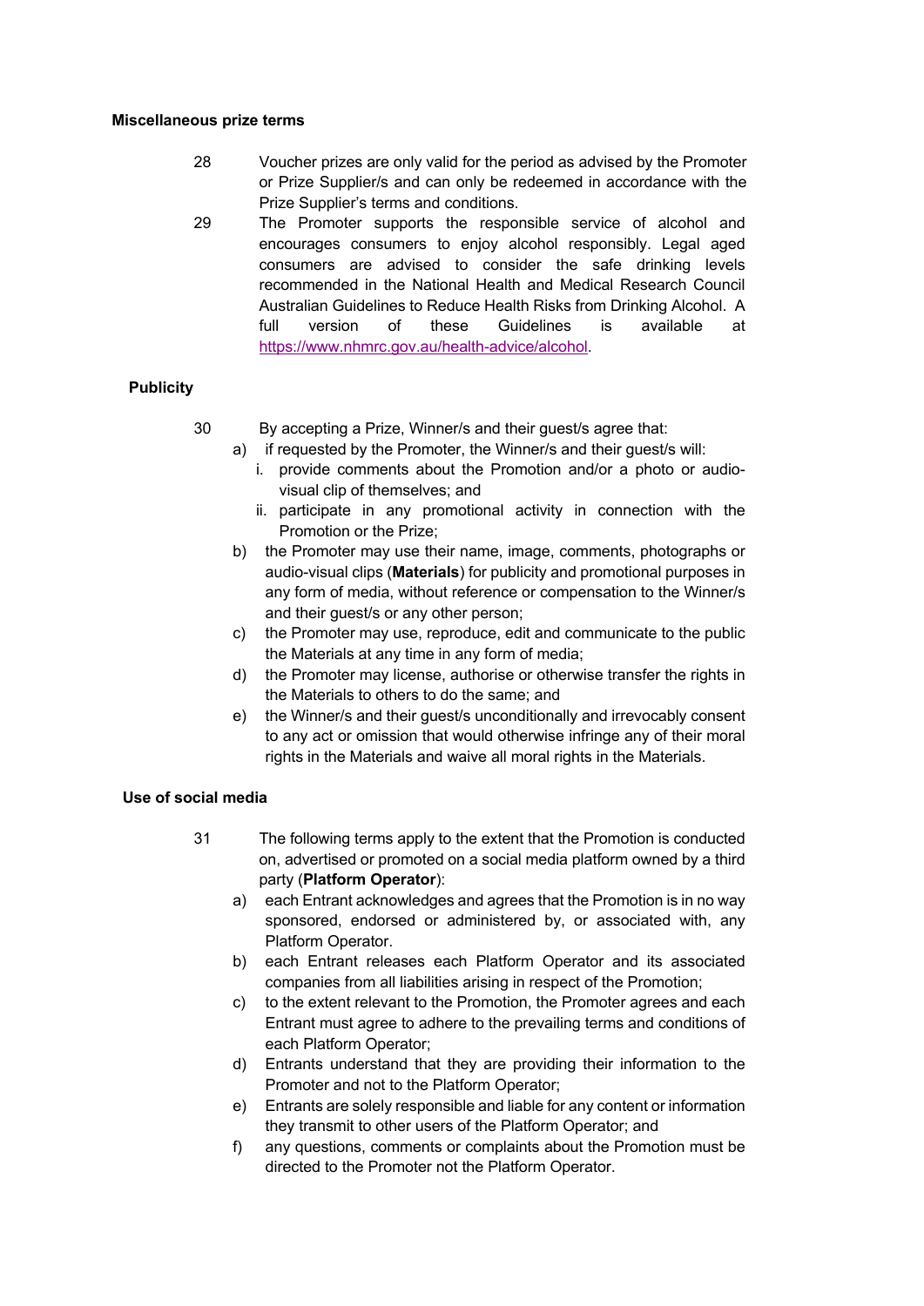**Miscellaneous prize terms**

28 Voucher prizes are only valid for the period as advised by the Promoter or Prize Supplier/s and can only be redeemed in accordance with the Prize Supplier's terms and conditions.

29 The Promoter supports the responsible service of alcohol and encourages consumers to enjoy alcohol responsibly. Legal aged consumers are advised to consider the safe drinking levels recommended in the National Health and Medical Research Council Australian Guidelines to Reduce Health Risks from Drinking Alcohol. A full version of these Guidelines is available at https://www.nhmrc.gov.au/health-advice/alcohol.

**Publicity**

30 By accepting a Prize, Winner/s and their guest/s agree that:

a) if requested by the Promoter, the Winner/s and their guest/s will:
   i. provide comments about the Promotion and/or a photo or audio-visual clip of themselves; and
   ii. participate in any promotional activity in connection with the Promotion or the Prize;

b) the Promoter may use their name, image, comments, photographs or audio-visual clips (**Materials**) for publicity and promotional purposes in any form of media, without reference or compensation to the Winner/s and their guest/s or any other person;

c) the Promoter may use, reproduce, edit and communicate to the public the Materials at any time in any form of media;

d) the Promoter may license, authorise or otherwise transfer the rights in the Materials to others to do the same; and

e) the Winner/s and their guest/s unconditionally and irrevocably consent to any act or omission that would otherwise infringe any of their moral rights in the Materials and waive all moral rights in the Materials.

**Use of social media**

31 The following terms apply to the extent that the Promotion is conducted on, advertised or promoted on a social media platform owned by a third party (**Platform Operator**):

a) each Entrant acknowledges and agrees that the Promotion is in no way sponsored, endorsed or administered by, or associated with, any Platform Operator.

b) each Entrant releases each Platform Operator and its associated companies from all liabilities arising in respect of the Promotion;

c) to the extent relevant to the Promotion, the Promoter agrees and each Entrant must agree to adhere to the prevailing terms and conditions of each Platform Operator;

d) Entrants understand that they are providing their information to the Promoter and not to the Platform Operator;

e) Entrants are solely responsible and liable for any content or information they transmit to other users of the Platform Operator; and

f) any questions, comments or complaints about the Promotion must be directed to the Promoter not the Platform Operator.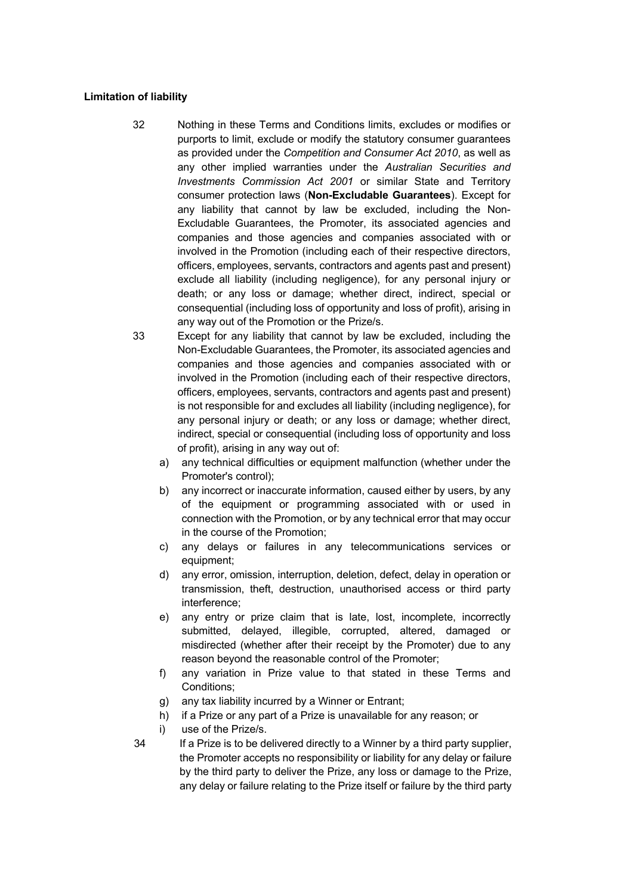**Limitation of liability**

32 Nothing in these Terms and Conditions limits, excludes or modifies or purports to limit, exclude or modify the statutory consumer guarantees as provided under the *Competition and Consumer Act 2010*, as well as any other implied warranties under the *Australian Securities and Investments Commission Act 2001* or similar State and Territory consumer protection laws (**Non-Excludable Guarantees**). Except for any liability that cannot by law be excluded, including the Non-Excludable Guarantees, the Promoter, its associated agencies and companies and those agencies and companies associated with or involved in the Promotion (including each of their respective directors, officers, employees, servants, contractors and agents past and present) exclude all liability (including negligence), for any personal injury or death; or any loss or damage; whether direct, indirect, special or consequential (including loss of opportunity and loss of profit), arising in any way out of the Promotion or the Prize/s.

33 Except for any liability that cannot by law be excluded, including the Non-Excludable Guarantees, the Promoter, its associated agencies and companies and those agencies and companies associated with or involved in the Promotion (including each of their respective directors, officers, employees, servants, contractors and agents past and present) is not responsible for and excludes all liability (including negligence), for any personal injury or death; or any loss or damage; whether direct, indirect, special or consequential (including loss of opportunity and loss of profit), arising in any way out of:

a) any technical difficulties or equipment malfunction (whether under the Promoter's control);
b) any incorrect or inaccurate information, caused either by users, by any of the equipment or programming associated with or used in connection with the Promotion, or by any technical error that may occur in the course of the Promotion;
c) any delays or failures in any telecommunications services or equipment;
d) any error, omission, interruption, deletion, defect, delay in operation or transmission, theft, destruction, unauthorised access or third party interference;
e) any entry or prize claim that is late, lost, incomplete, incorrectly submitted, delayed, illegible, corrupted, altered, damaged or misdirected (whether after their receipt by the Promoter) due to any reason beyond the reasonable control of the Promoter;
f) any variation in Prize value to that stated in these Terms and Conditions;
g) any tax liability incurred by a Winner or Entrant;
h) if a Prize or any part of a Prize is unavailable for any reason; or
i) use of the Prize/s.

34 If a Prize is to be delivered directly to a Winner by a third party supplier, the Promoter accepts no responsibility or liability for any delay or failure by the third party to deliver the Prize, any loss or damage to the Prize, any delay or failure relating to the Prize itself or failure by the third party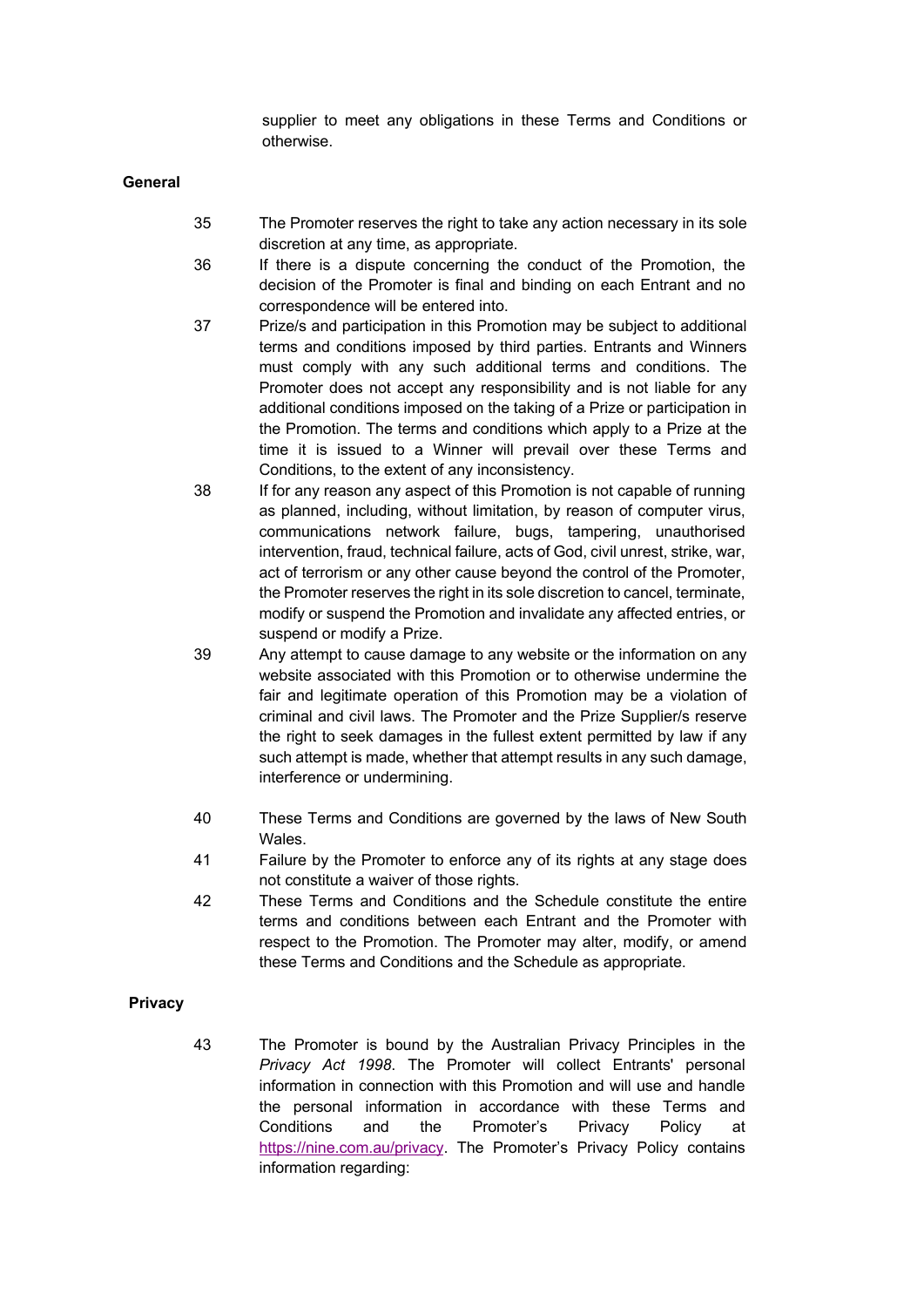supplier to meet any obligations in these Terms and Conditions or otherwise.

**General**

35 The Promoter reserves the right to take any action necessary in its sole discretion at any time, as appropriate.

36 If there is a dispute concerning the conduct of the Promotion, the decision of the Promoter is final and binding on each Entrant and no correspondence will be entered into.

37 Prize/s and participation in this Promotion may be subject to additional terms and conditions imposed by third parties. Entrants and Winners must comply with any such additional terms and conditions. The Promoter does not accept any responsibility and is not liable for any additional conditions imposed on the taking of a Prize or participation in the Promotion. The terms and conditions which apply to a Prize at the time it is issued to a Winner will prevail over these Terms and Conditions, to the extent of any inconsistency.

38 If for any reason any aspect of this Promotion is not capable of running as planned, including, without limitation, by reason of computer virus, communications network failure, bugs, tampering, unauthorised intervention, fraud, technical failure, acts of God, civil unrest, strike, war, act of terrorism or any other cause beyond the control of the Promoter, the Promoter reserves the right in its sole discretion to cancel, terminate, modify or suspend the Promotion and invalidate any affected entries, or suspend or modify a Prize.

39 Any attempt to cause damage to any website or the information on any website associated with this Promotion or to otherwise undermine the fair and legitimate operation of this Promotion may be a violation of criminal and civil laws. The Promoter and the Prize Supplier/s reserve the right to seek damages in the fullest extent permitted by law if any such attempt is made, whether that attempt results in any such damage, interference or undermining.

40 These Terms and Conditions are governed by the laws of New South Wales.

41 Failure by the Promoter to enforce any of its rights at any stage does not constitute a waiver of those rights.

42 These Terms and Conditions and the Schedule constitute the entire terms and conditions between each Entrant and the Promoter with respect to the Promotion. The Promoter may alter, modify, or amend these Terms and Conditions and the Schedule as appropriate.

**Privacy**

43 The Promoter is bound by the Australian Privacy Principles in the *Privacy Act 1998*. The Promoter will collect Entrants' personal information in connection with this Promotion and will use and handle the personal information in accordance with these Terms and Conditions and the Promoter's Privacy Policy at https://nine.com.au/privacy. The Promoter's Privacy Policy contains information regarding: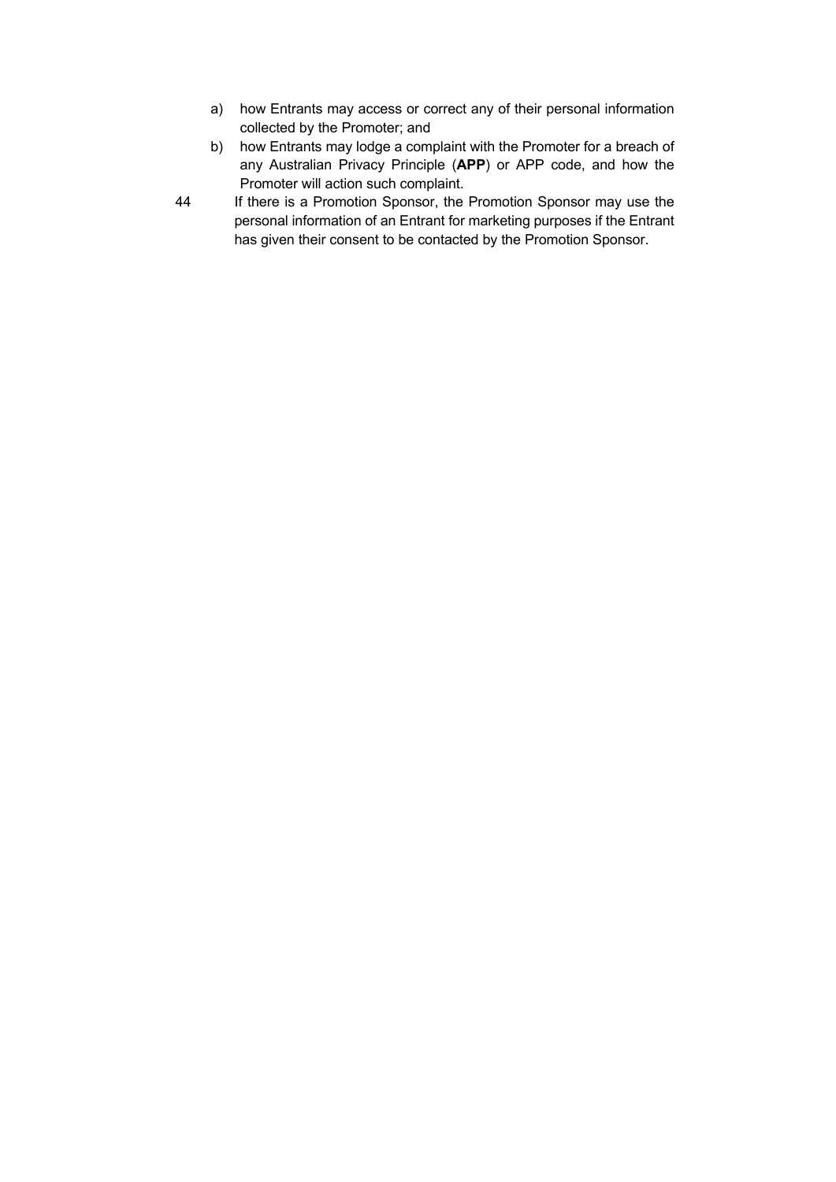a) how Entrants may access or correct any of their personal information collected by the Promoter; and
b) how Entrants may lodge a complaint with the Promoter for a breach of any Australian Privacy Principle (**APP**) or APP code, and how the Promoter will action such complaint.

44 If there is a Promotion Sponsor, the Promotion Sponsor may use the personal information of an Entrant for marketing purposes if the Entrant has given their consent to be contacted by the Promotion Sponsor.